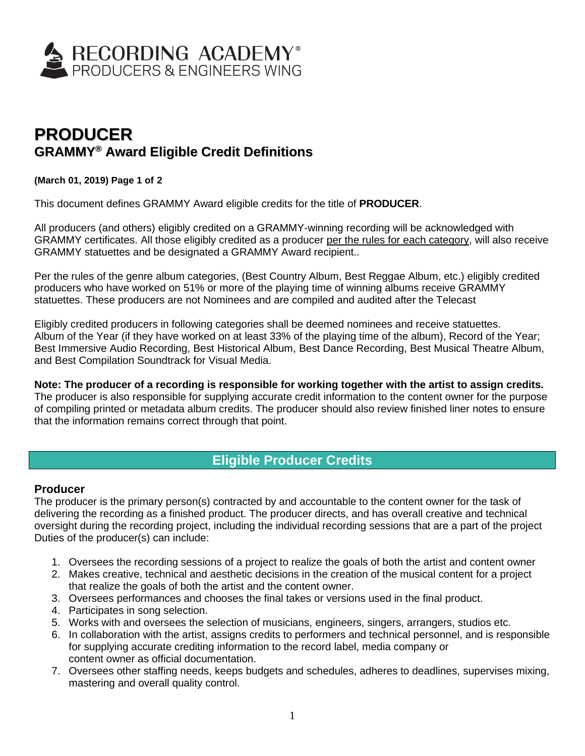RECORDING ACADEMY®
PRODUCERS & ENGINEERS WING

# PRODUCER

## GRAMMY® Award Eligible Credit Definitions

**(March 01, 2019) Page 1 of 2**

This document defines GRAMMY Award eligible credits for the title of **PRODUCER**.

All producers (and others) eligibly credited on a GRAMMY-winning recording will be acknowledged with GRAMMY certificates. All those eligibly credited as a producer per the rules for each category, will also receive GRAMMY statuettes and be designated a GRAMMY Award recipient..

Per the rules of the genre album categories, (Best Country Album, Best Reggae Album, etc.) eligibly credited producers who have worked on 51% or more of the playing time of winning albums receive GRAMMY statuettes. These producers are not Nominees and are compiled and audited after the Telecast

Eligibly credited producers in following categories shall be deemed nominees and receive statuettes. Album of the Year (if they have worked on at least 33% of the playing time of the album), Record of the Year; Best Immersive Audio Recording, Best Historical Album, Best Dance Recording, Best Musical Theatre Album, and Best Compilation Soundtrack for Visual Media.

**Note: The producer of a recording is responsible for working together with the artist to assign credits.** The producer is also responsible for supplying accurate credit information to the content owner for the purpose of compiling printed or metadata album credits. The producer should also review finished liner notes to ensure that the information remains correct through that point.

## Eligible Producer Credits

### Producer

The producer is the primary person(s) contracted by and accountable to the content owner for the task of delivering the recording as a finished product. The producer directs, and has overall creative and technical oversight during the recording project, including the individual recording sessions that are a part of the project Duties of the producer(s) can include:

1. Oversees the recording sessions of a project to realize the goals of both the artist and content owner
2. Makes creative, technical and aesthetic decisions in the creation of the musical content for a project that realize the goals of both the artist and the content owner.
3. Oversees performances and chooses the final takes or versions used in the final product.
4. Participates in song selection.
5. Works with and oversees the selection of musicians, engineers, singers, arrangers, studios etc.
6. In collaboration with the artist, assigns credits to performers and technical personnel, and is responsible for supplying accurate crediting information to the record label, media company or content owner as official documentation.
7. Oversees other staffing needs, keeps budgets and schedules, adheres to deadlines, supervises mixing, mastering and overall quality control.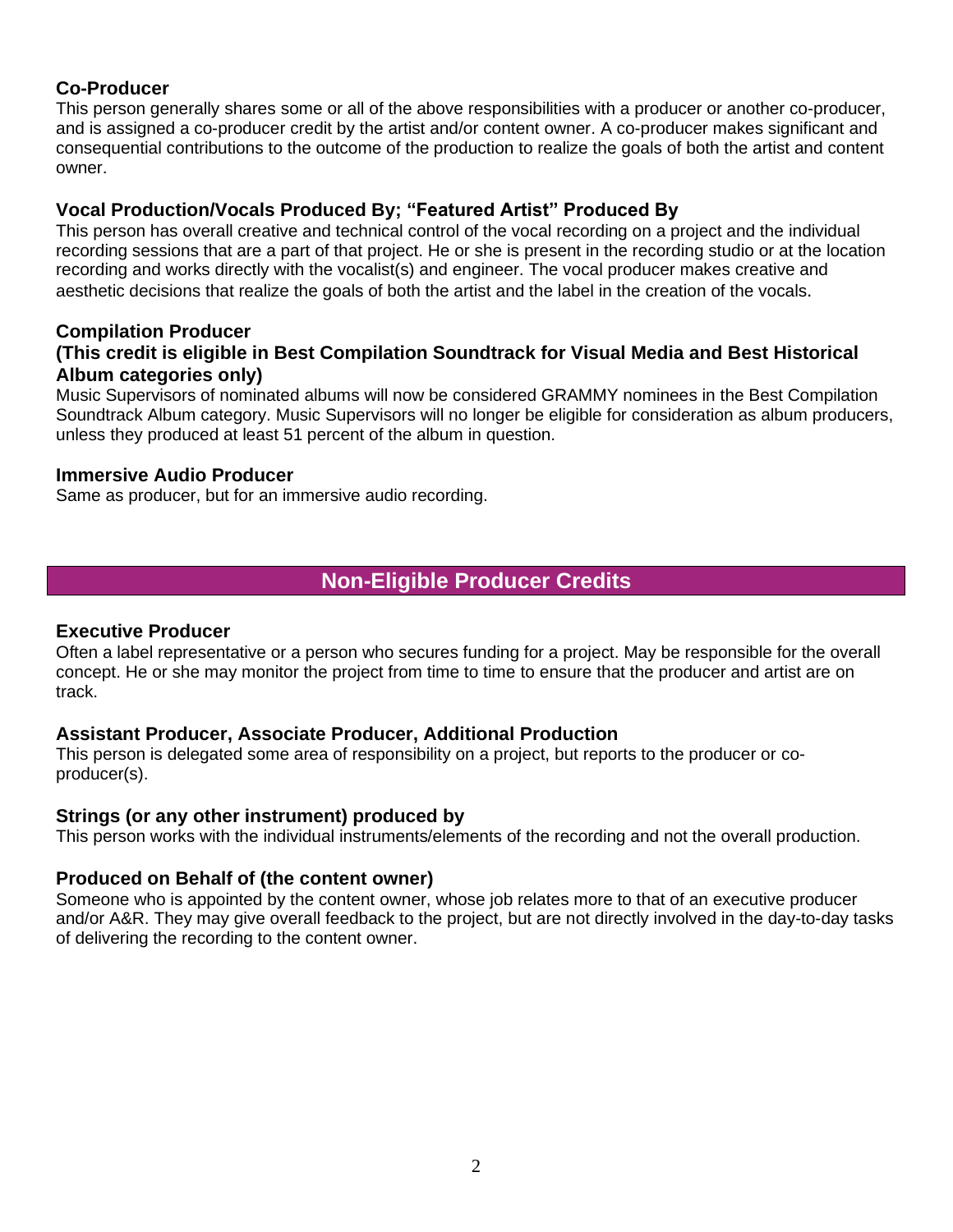### Co-Producer

This person generally shares some or all of the above responsibilities with a producer or another co-producer, and is assigned a co-producer credit by the artist and/or content owner. A co-producer makes significant and consequential contributions to the outcome of the production to realize the goals of both the artist and content owner.

### Vocal Production/Vocals Produced By; "Featured Artist" Produced By

This person has overall creative and technical control of the vocal recording on a project and the individual recording sessions that are a part of that project. He or she is present in the recording studio or at the location recording and works directly with the vocalist(s) and engineer. The vocal producer makes creative and aesthetic decisions that realize the goals of both the artist and the label in the creation of the vocals.

### Compilation Producer
### (This credit is eligible in Best Compilation Soundtrack for Visual Media and Best Historical Album categories only)

Music Supervisors of nominated albums will now be considered GRAMMY nominees in the Best Compilation Soundtrack Album category. Music Supervisors will no longer be eligible for consideration as album producers, unless they produced at least 51 percent of the album in question.

### Immersive Audio Producer

Same as producer, but for an immersive audio recording.

## Non-Eligible Producer Credits

### Executive Producer

Often a label representative or a person who secures funding for a project. May be responsible for the overall concept. He or she may monitor the project from time to time to ensure that the producer and artist are on track.

### Assistant Producer, Associate Producer, Additional Production

This person is delegated some area of responsibility on a project, but reports to the producer or co-producer(s).

### Strings (or any other instrument) produced by

This person works with the individual instruments/elements of the recording and not the overall production.

### Produced on Behalf of (the content owner)

Someone who is appointed by the content owner, whose job relates more to that of an executive producer and/or A&R. They may give overall feedback to the project, but are not directly involved in the day-to-day tasks of delivering the recording to the content owner.